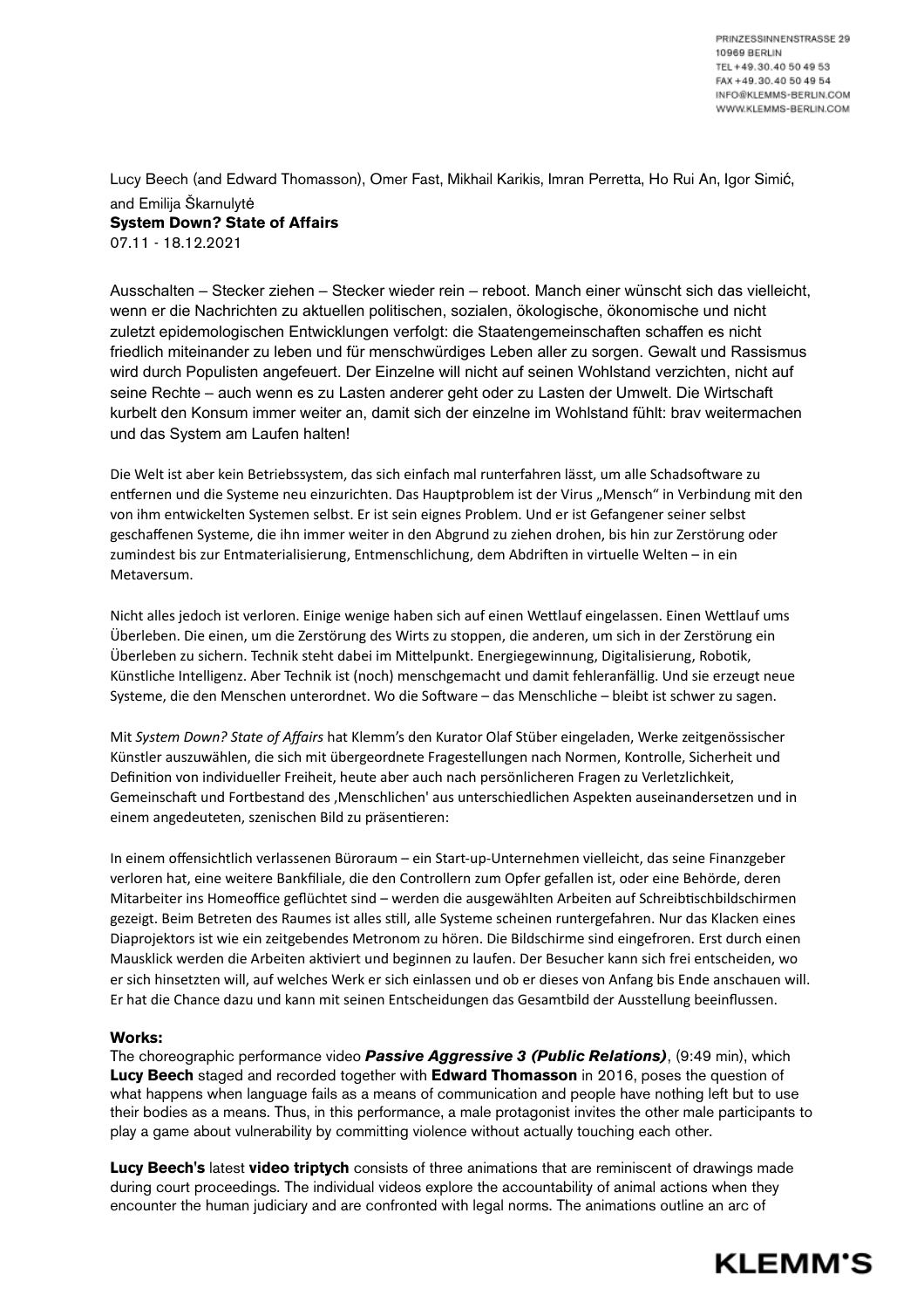PRINZESSINNENSTRASSE 29
10969 BERLIN
TEL +49.30.40 50 49 53
FAX +49.30.40 50 49 54
INFO@KLEMMS-BERLIN.COM
WWW.KLEMMS-BERLIN.COM

Lucy Beech (and Edward Thomasson), Omer Fast, Mikhail Karikis, Imran Perretta, Ho Rui An, Igor Simić, and Emilija Škarnulytė

**System Down? State of Affairs**

07.11 - 18.12.2021

Ausschalten – Stecker ziehen – Stecker wieder rein – reboot. Manch einer wünscht sich das vielleicht, wenn er die Nachrichten zu aktuellen politischen, sozialen, ökologische, ökonomische und nicht zuletzt epidemologischen Entwicklungen verfolgt: die Staatengemeinschaften schaffen es nicht friedlich miteinander zu leben und für menschwürdiges Leben aller zu sorgen. Gewalt und Rassismus wird durch Populisten angefeuert. Der Einzelne will nicht auf seinen Wohlstand verzichten, nicht auf seine Rechte – auch wenn es zu Lasten anderer geht oder zu Lasten der Umwelt. Die Wirtschaft kurbelt den Konsum immer weiter an, damit sich der einzelne im Wohlstand fühlt: brav weitermachen und das System am Laufen halten!

Die Welt ist aber kein Betriebssystem, das sich einfach mal runterfahren lässt, um alle Schadsoftware zu entfernen und die Systeme neu einzurichten. Das Hauptproblem ist der Virus „Mensch" in Verbindung mit den von ihm entwickelten Systemen selbst. Er ist sein eignes Problem. Und er ist Gefangener seiner selbst geschaffenen Systeme, die ihn immer weiter in den Abgrund zu ziehen drohen, bis hin zur Zerstörung oder zumindest bis zur Entmaterialisierung, Entmenschlichung, dem Abdriften in virtuelle Welten – in ein Metaversum.

Nicht alles jedoch ist verloren. Einige wenige haben sich auf einen Wettlauf eingelassen. Einen Wettlauf ums Überleben. Die einen, um die Zerstörung des Wirts zu stoppen, die anderen, um sich in der Zerstörung ein Überleben zu sichern. Technik steht dabei im Mittelpunkt. Energiegewinnung, Digitalisierung, Robotik, Künstliche Intelligenz. Aber Technik ist (noch) menschgemacht und damit fehleranfällig. Und sie erzeugt neue Systeme, die den Menschen unterordnet. Wo die Software – das Menschliche – bleibt ist schwer zu sagen.

Mit *System Down? State of Affairs* hat Klemm's den Kurator Olaf Stüber eingeladen, Werke zeitgenössischer Künstler auszuwählen, die sich mit übergeordnete Fragestellungen nach Normen, Kontrolle, Sicherheit und Definition von individueller Freiheit, heute aber auch nach persönlicheren Fragen zu Verletzlichkeit, Gemeinschaft und Fortbestand des ‚Menschlichen' aus unterschiedlichen Aspekten auseinandersetzen und in einem angedeuteten, szenischen Bild zu präsentieren:

In einem offensichtlich verlassenen Büroraum – ein Start-up-Unternehmen vielleicht, das seine Finanzgeber verloren hat, eine weitere Bankfiliale, die den Controllern zum Opfer gefallen ist, oder eine Behörde, deren Mitarbeiter ins Homeoffice geflüchtet sind – werden die ausgewählten Arbeiten auf Schreibtischbildschirmen gezeigt. Beim Betreten des Raumes ist alles still, alle Systeme scheinen runtergefahren. Nur das Klacken eines Diaprojektors ist wie ein zeitgebendes Metronom zu hören. Die Bildschirme sind eingefroren. Erst durch einen Mausklick werden die Arbeiten aktiviert und beginnen zu laufen. Der Besucher kann sich frei entscheiden, wo er sich hinsetzten will, auf welches Werk er sich einlassen und ob er dieses von Anfang bis Ende anschauen will. Er hat die Chance dazu und kann mit seinen Entscheidungen das Gesamtbild der Ausstellung beeinflussen.

**Works:**

The choreographic performance video ***Passive Aggressive 3 (Public Relations)***, (9:49 min), which **Lucy Beech** staged and recorded together with **Edward Thomasson** in 2016, poses the question of what happens when language fails as a means of communication and people have nothing left but to use their bodies as a means. Thus, in this performance, a male protagonist invites the other male participants to play a game about vulnerability by committing violence without actually touching each other.

**Lucy Beech's** latest **video triptych** consists of three animations that are reminiscent of drawings made during court proceedings. The individual videos explore the accountability of animal actions when they encounter the human judiciary and are confronted with legal norms. The animations outline an arc of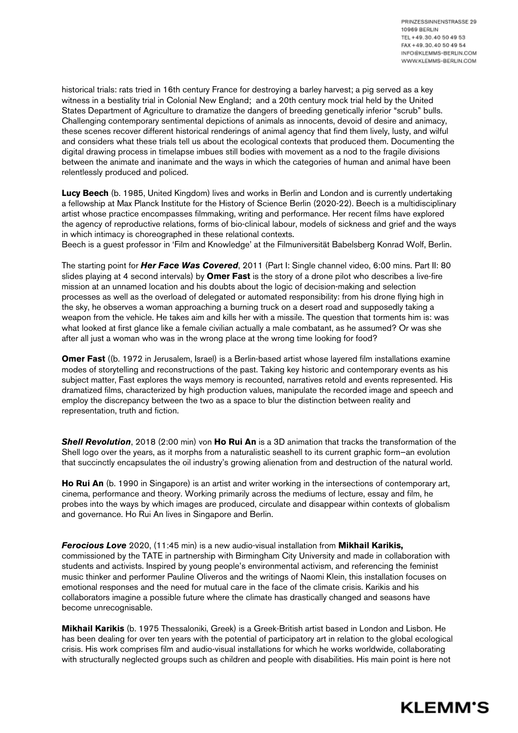historical trials: rats tried in 16th century France for destroying a barley harvest; a pig served as a key witness in a bestiality trial in Colonial New England;  and a 20th century mock trial held by the United States Department of Agriculture to dramatize the dangers of breeding genetically inferior "scrub" bulls. Challenging contemporary sentimental depictions of animals as innocents, devoid of desire and animacy, these scenes recover different historical renderings of animal agency that find them lively, lusty, and wilful and considers what these trials tell us about the ecological contexts that produced them. Documenting the digital drawing process in timelapse imbues still bodies with movement as a nod to the fragile divisions between the animate and inanimate and the ways in which the categories of human and animal have been relentlessly produced and policed.

**Lucy Beech** (b. 1985, United Kingdom) lives and works in Berlin and London and is currently undertaking a fellowship at Max Planck Institute for the History of Science Berlin (2020-22). Beech is a multidisciplinary artist whose practice encompasses filmmaking, writing and performance. Her recent films have explored the agency of reproductive relations, forms of bio-clinical labour, models of sickness and grief and the ways in which intimacy is choreographed in these relational contexts.
Beech is a guest professor in 'Film and Knowledge' at the Filmuniversität Babelsberg Konrad Wolf, Berlin.

The starting point for ***Her Face Was Covered***, 2011 (Part I: Single channel video, 6:00 mins. Part II: 80 slides playing at 4 second intervals) by **Omer Fast** is the story of a drone pilot who describes a live-fire mission at an unnamed location and his doubts about the logic of decision-making and selection processes as well as the overload of delegated or automated responsibility: from his drone flying high in the sky, he observes a woman approaching a burning truck on a desert road and supposedly taking a weapon from the vehicle. He takes aim and kills her with a missile. The question that torments him is: was what looked at first glance like a female civilian actually a male combatant, as he assumed? Or was she after all just a woman who was in the wrong place at the wrong time looking for food?

**Omer Fast** ((b. 1972 in Jerusalem, Israel) is a Berlin-based artist whose layered film installations examine modes of storytelling and reconstructions of the past. Taking key historic and contemporary events as his subject matter, Fast explores the ways memory is recounted, narratives retold and events represented. His dramatized films, characterized by high production values, manipulate the recorded image and speech and employ the discrepancy between the two as a space to blur the distinction between reality and representation, truth and fiction.

***Shell Revolution***, 2018 (2:00 min) von **Ho Rui An** is a 3D animation that tracks the transformation of the Shell logo over the years, as it morphs from a naturalistic seashell to its current graphic form–an evolution that succinctly encapsulates the oil industry's growing alienation from and destruction of the natural world.

**Ho Rui An** (b. 1990 in Singapore) is an artist and writer working in the intersections of contemporary art, cinema, performance and theory. Working primarily across the mediums of lecture, essay and film, he probes into the ways by which images are produced, circulate and disappear within contexts of globalism and governance. Ho Rui An lives in Singapore and Berlin.

***Ferocious Love*** 2020, (11:45 min) is a new audio-visual installation from **Mikhail Karikis,** commissioned by the TATE in partnership with Birmingham City University and made in collaboration with students and activists. Inspired by young people's environmental activism, and referencing the feminist music thinker and performer Pauline Oliveros and the writings of Naomi Klein, this installation focuses on emotional responses and the need for mutual care in the face of the climate crisis. Karikis and his collaborators imagine a possible future where the climate has drastically changed and seasons have become unrecognisable.

**Mikhail Karikis** (b. 1975 Thessaloniki, Greek) is a Greek-British artist based in London and Lisbon. He has been dealing for over ten years with the potential of participatory art in relation to the global ecological crisis. His work comprises film and audio-visual installations for which he works worldwide, collaborating with structurally neglected groups such as children and people with disabilities. His main point is here not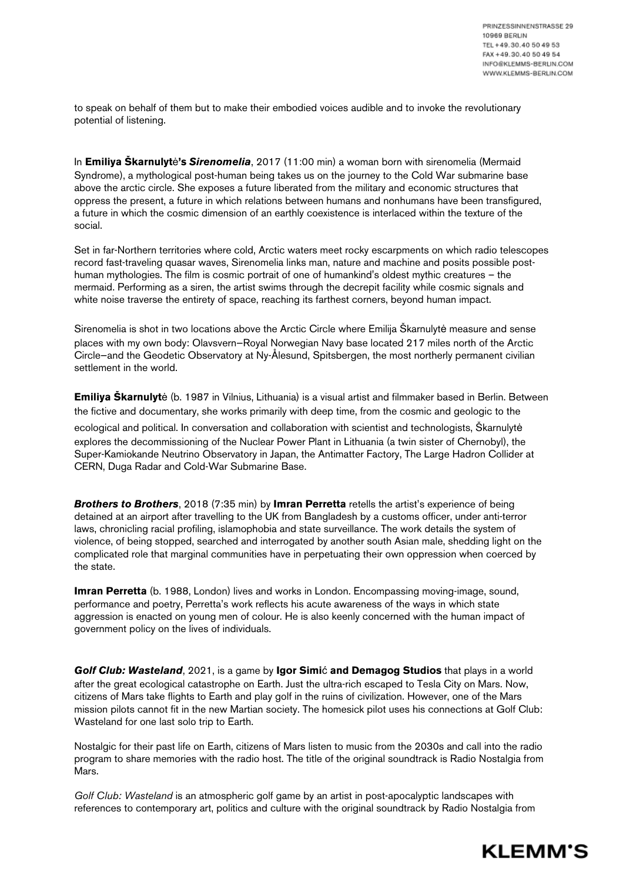to speak on behalf of them but to make their embodied voices audible and to invoke the revolutionary potential of listening.

In **Emiliya Škarnulytė's *Sirenomelia***, 2017 (11:00 min) a woman born with sirenomelia (Mermaid Syndrome), a mythological post-human being takes us on the journey to the Cold War submarine base above the arctic circle. She exposes a future liberated from the military and economic structures that oppress the present, a future in which relations between humans and nonhumans have been transfigured, a future in which the cosmic dimension of an earthly coexistence is interlaced within the texture of the social.

Set in far-Northern territories where cold, Arctic waters meet rocky escarpments on which radio telescopes record fast-traveling quasar waves, Sirenomelia links man, nature and machine and posits possible post-human mythologies. The film is cosmic portrait of one of humankind's oldest mythic creatures – the mermaid. Performing as a siren, the artist swims through the decrepit facility while cosmic signals and white noise traverse the entirety of space, reaching its farthest corners, beyond human impact.

Sirenomelia is shot in two locations above the Arctic Circle where Emilija Škarnulytė measure and sense places with my own body: Olavsvern–Royal Norwegian Navy base located 217 miles north of the Arctic Circle–and the Geodetic Observatory at Ny-Ålesund, Spitsbergen, the most northerly permanent civilian settlement in the world.

**Emiliya Škarnulytė** (b. 1987 in Vilnius, Lithuania) is a visual artist and filmmaker based in Berlin. Between the fictive and documentary, she works primarily with deep time, from the cosmic and geologic to the ecological and political. In conversation and collaboration with scientist and technologists, Škarnulytė explores the decommissioning of the Nuclear Power Plant in Lithuania (a twin sister of Chernobyl), the Super-Kamiokande Neutrino Observatory in Japan, the Antimatter Factory, The Large Hadron Collider at CERN, Duga Radar and Cold-War Submarine Base.

***Brothers to Brothers***, 2018 (7:35 min) by **Imran Perretta** retells the artist's experience of being detained at an airport after travelling to the UK from Bangladesh by a customs officer, under anti-terror laws, chronicling racial profiling, islamophobia and state surveillance. The work details the system of violence, of being stopped, searched and interrogated by another south Asian male, shedding light on the complicated role that marginal communities have in perpetuating their own oppression when coerced by the state.

**Imran Perretta** (b. 1988, London) lives and works in London. Encompassing moving-image, sound, performance and poetry, Perretta's work reflects his acute awareness of the ways in which state aggression is enacted on young men of colour. He is also keenly concerned with the human impact of government policy on the lives of individuals.

***Golf Club: Wasteland***, 2021, is a game by **Igor Simić and Demagog Studios** that plays in a world after the great ecological catastrophe on Earth. Just the ultra-rich escaped to Tesla City on Mars. Now, citizens of Mars take flights to Earth and play golf in the ruins of civilization. However, one of the Mars mission pilots cannot fit in the new Martian society. The homesick pilot uses his connections at Golf Club: Wasteland for one last solo trip to Earth.

Nostalgic for their past life on Earth, citizens of Mars listen to music from the 2030s and call into the radio program to share memories with the radio host. The title of the original soundtrack is Radio Nostalgia from Mars.

*Golf Club: Wasteland* is an atmospheric golf game by an artist in post-apocalyptic landscapes with references to contemporary art, politics and culture with the original soundtrack by Radio Nostalgia from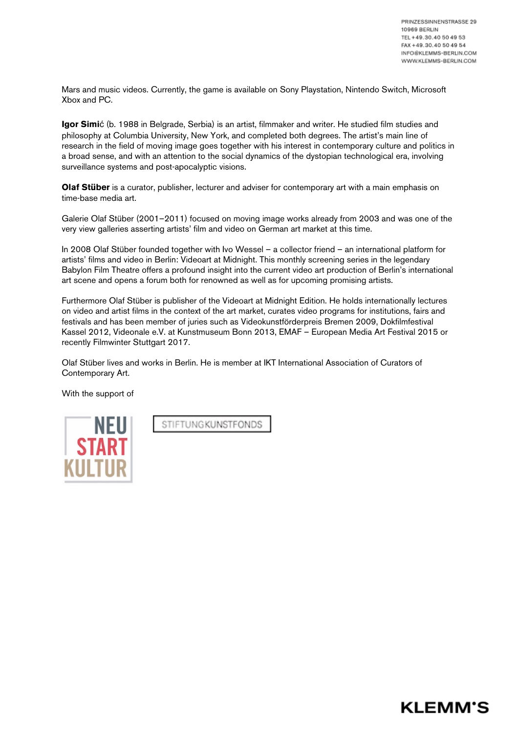Mars and music videos. Currently, the game is available on Sony Playstation, Nintendo Switch, Microsoft Xbox and PC.

**Igor Simić** (b. 1988 in Belgrade, Serbia) is an artist, filmmaker and writer. He studied film studies and philosophy at Columbia University, New York, and completed both degrees. The artist's main line of research in the field of moving image goes together with his interest in contemporary culture and politics in a broad sense, and with an attention to the social dynamics of the dystopian technological era, involving surveillance systems and post-apocalyptic visions.

**Olaf Stüber** is a curator, publisher, lecturer and adviser for contemporary art with a main emphasis on time-base media art.

Galerie Olaf Stüber (2001–2011) focused on moving image works already from 2003 and was one of the very view galleries asserting artists' film and video on German art market at this time.

In 2008 Olaf Stüber founded together with Ivo Wessel – a collector friend – an international platform for artists' films and video in Berlin: Videoart at Midnight. This monthly screening series in the legendary Babylon Film Theatre offers a profound insight into the current video art production of Berlin's international art scene and opens a forum both for renowned as well as for upcoming promising artists.

Furthermore Olaf Stüber is publisher of the Videoart at Midnight Edition. He holds internationally lectures on video and artist films in the context of the art market, curates video programs for institutions, fairs and festivals and has been member of juries such as Videokunstförderpreis Bremen 2009, Dokfilmfestival Kassel 2012, Videonale e.V. at Kunstmuseum Bonn 2013, EMAF – European Media Art Festival 2015 or recently Filmwinter Stuttgart 2017.

Olaf Stüber lives and works in Berlin. He is member at IKT International Association of Curators of Contemporary Art.

With the support of

NEU START KULTUR

STIFTUNG KUNSTFONDS